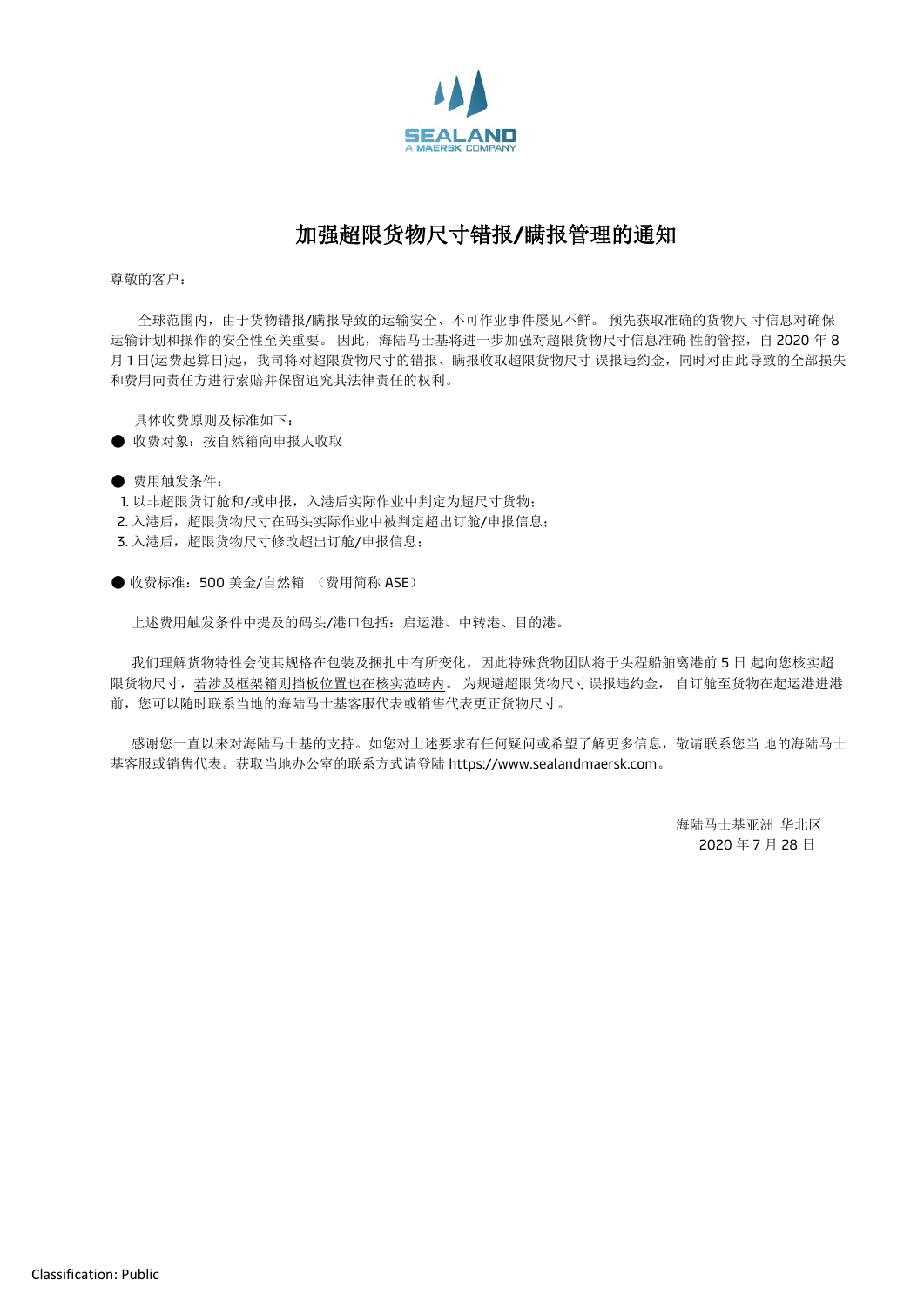SEALAND
A MAERSK COMPANY

# 加强超限货物尺寸错报/瞒报管理的通知

尊敬的客户：

全球范围内，由于货物错报/瞒报导致的运输安全、不可作业事件屡见不鲜。 预先获取准确的货物尺 寸信息对确保运输计划和操作的安全性至关重要。 因此，海陆马士基将进一步加强对超限货物尺寸信息准确 性的管控，自 2020 年 8 月 1 日(运费起算日)起，我司将对超限货物尺寸的错报、瞒报收取超限货物尺寸 误报违约金，同时对由此导致的全部损失和费用向责任方进行索赔并保留追究其法律责任的权利。

具体收费原则及标准如下：

- 收费对象：按自然箱向申报人收取

- 费用触发条件：
  1. 以非超限货订舱和/或申报，入港后实际作业中判定为超尺寸货物；
  2. 入港后，超限货物尺寸在码头实际作业中被判定超出订舱/申报信息；
  3. 入港后，超限货物尺寸修改超出订舱/申报信息；

- 收费标准：500 美金/自然箱 （费用简称 ASE）

上述费用触发条件中提及的码头/港口包括：启运港、中转港、目的港。

我们理解货物特性会使其规格在包装及捆扎中有所变化，因此特殊货物团队将于头程船舶离港前 5 日 起向您核实超限货物尺寸，若涉及框架箱则挡板位置也在核实范畴内。 为规避超限货物尺寸误报违约金， 自订舱至货物在起运港进港前，您可以随时联系当地的海陆马士基客服代表或销售代表更正货物尺寸。

感谢您一直以来对海陆马士基的支持。如您对上述要求有任何疑问或希望了解更多信息，敬请联系您当 地的海陆马士基客服或销售代表。获取当地办公室的联系方式请登陆 https://www.sealandmaersk.com。

海陆马士基亚洲 华北区

2020 年 7 月 28 日

Classification: Public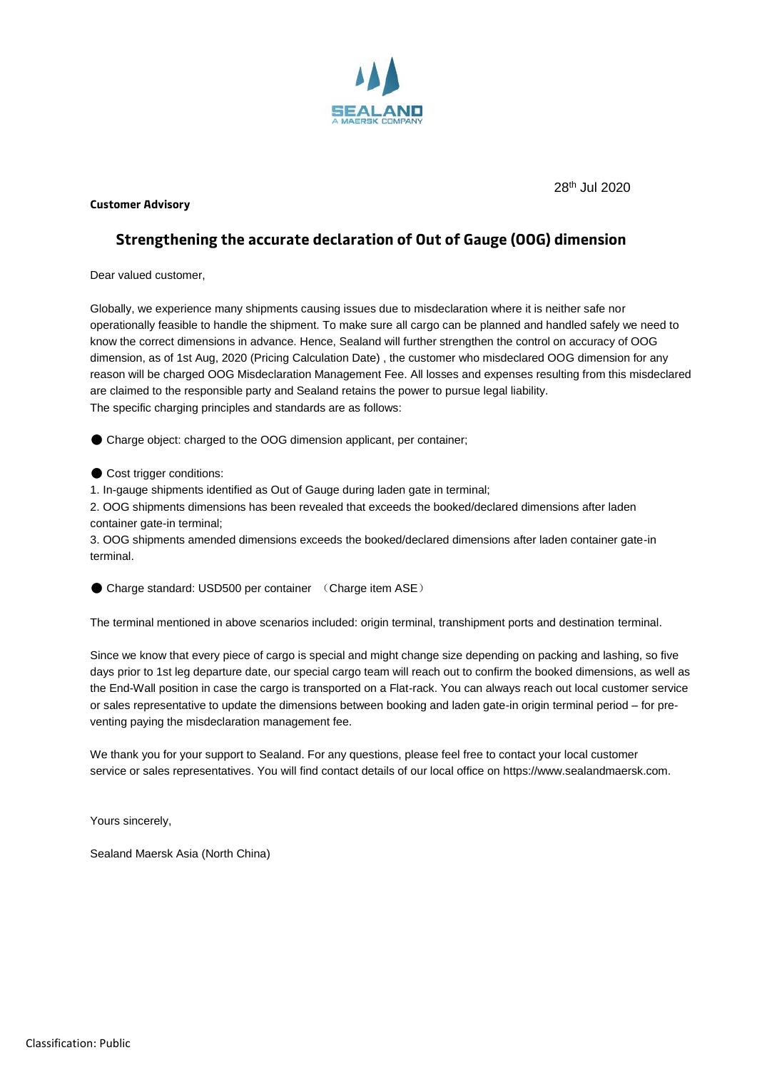SEALAND
A MAERSK COMPANY

28th Jul 2020

**Customer Advisory**

## Strengthening the accurate declaration of Out of Gauge (OOG) dimension

Dear valued customer,

Globally, we experience many shipments causing issues due to misdeclaration where it is neither safe nor operationally feasible to handle the shipment. To make sure all cargo can be planned and handled safely we need to know the correct dimensions in advance. Hence, Sealand will further strengthen the control on accuracy of OOG dimension, as of 1st Aug, 2020 (Pricing Calculation Date) , the customer who misdeclared OOG dimension for any reason will be charged OOG Misdeclaration Management Fee. All losses and expenses resulting from this misdeclared are claimed to the responsible party and Sealand retains the power to pursue legal liability.
The specific charging principles and standards are as follows:

● Charge object: charged to the OOG dimension applicant, per container;

● Cost trigger conditions:
1. In-gauge shipments identified as Out of Gauge during laden gate in terminal;
2. OOG shipments dimensions has been revealed that exceeds the booked/declared dimensions after laden container gate-in terminal;
3. OOG shipments amended dimensions exceeds the booked/declared dimensions after laden container gate-in terminal.

● Charge standard: USD500 per container （Charge item ASE）

The terminal mentioned in above scenarios included: origin terminal, transhipment ports and destination terminal.

Since we know that every piece of cargo is special and might change size depending on packing and lashing, so five days prior to 1st leg departure date, our special cargo team will reach out to confirm the booked dimensions, as well as the End-Wall position in case the cargo is transported on a Flat-rack. You can always reach out local customer service or sales representative to update the dimensions between booking and laden gate-in origin terminal period – for pre-venting paying the misdeclaration management fee.

We thank you for your support to Sealand. For any questions, please feel free to contact your local customer service or sales representatives. You will find contact details of our local office on https://www.sealandmaersk.com.

Yours sincerely,

Sealand Maersk Asia (North China)

Classification: Public